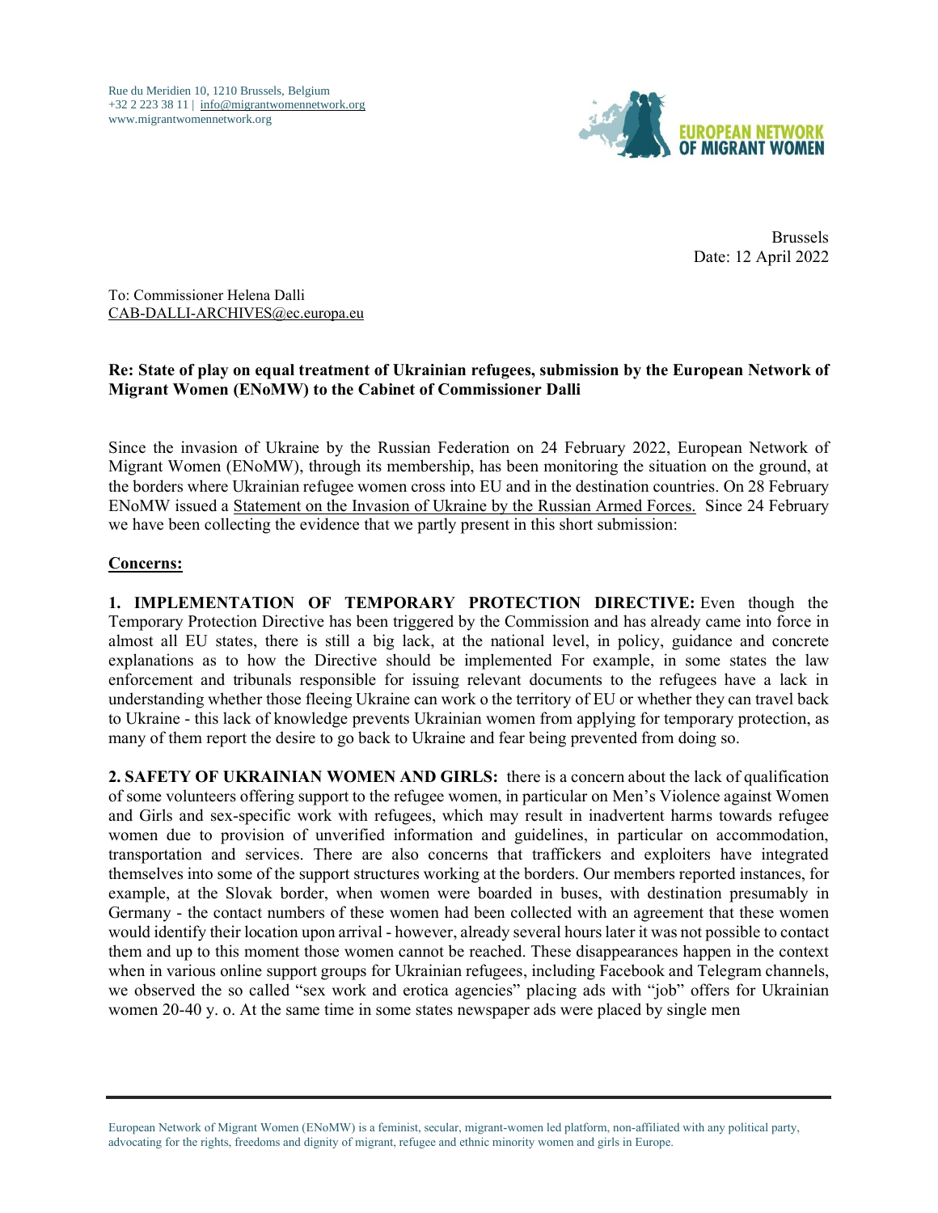Rue du Meridien 10, 1210 Brussels, Belgium
+32 2 223 38 11 | info@migrantwomennetwork.org
www.migrantwomennetwork.org

EUROPEAN NETWORK OF MIGRANT WOMEN

Brussels
Date: 12 April 2022

To: Commissioner Helena Dalli
CAB-DALLI-ARCHIVES@ec.europa.eu

**Re: State of play on equal treatment of Ukrainian refugees, submission by the European Network of Migrant Women (ENoMW) to the Cabinet of Commissioner Dalli**

Since the invasion of Ukraine by the Russian Federation on 24 February 2022, European Network of Migrant Women (ENoMW), through its membership, has been monitoring the situation on the ground, at the borders where Ukrainian refugee women cross into EU and in the destination countries. On 28 February ENoMW issued a Statement on the Invasion of Ukraine by the Russian Armed Forces. Since 24 February we have been collecting the evidence that we partly present in this short submission:

**Concerns:**

**1. IMPLEMENTATION OF TEMPORARY PROTECTION DIRECTIVE:** Even though the Temporary Protection Directive has been triggered by the Commission and has already came into force in almost all EU states, there is still a big lack, at the national level, in policy, guidance and concrete explanations as to how the Directive should be implemented For example, in some states the law enforcement and tribunals responsible for issuing relevant documents to the refugees have a lack in understanding whether those fleeing Ukraine can work o the territory of EU or whether they can travel back to Ukraine - this lack of knowledge prevents Ukrainian women from applying for temporary protection, as many of them report the desire to go back to Ukraine and fear being prevented from doing so.

**2. SAFETY OF UKRAINIAN WOMEN AND GIRLS:** there is a concern about the lack of qualification of some volunteers offering support to the refugee women, in particular on Men's Violence against Women and Girls and sex-specific work with refugees, which may result in inadvertent harms towards refugee women due to provision of unverified information and guidelines, in particular on accommodation, transportation and services. There are also concerns that traffickers and exploiters have integrated themselves into some of the support structures working at the borders. Our members reported instances, for example, at the Slovak border, when women were boarded in buses, with destination presumably in Germany - the contact numbers of these women had been collected with an agreement that these women would identify their location upon arrival - however, already several hours later it was not possible to contact them and up to this moment those women cannot be reached. These disappearances happen in the context when in various online support groups for Ukrainian refugees, including Facebook and Telegram channels, we observed the so called "sex work and erotica agencies" placing ads with "job" offers for Ukrainian women 20-40 y. o. At the same time in some states newspaper ads were placed by single men

European Network of Migrant Women (ENoMW) is a feminist, secular, migrant-women led platform, non-affiliated with any political party, advocating for the rights, freedoms and dignity of migrant, refugee and ethnic minority women and girls in Europe.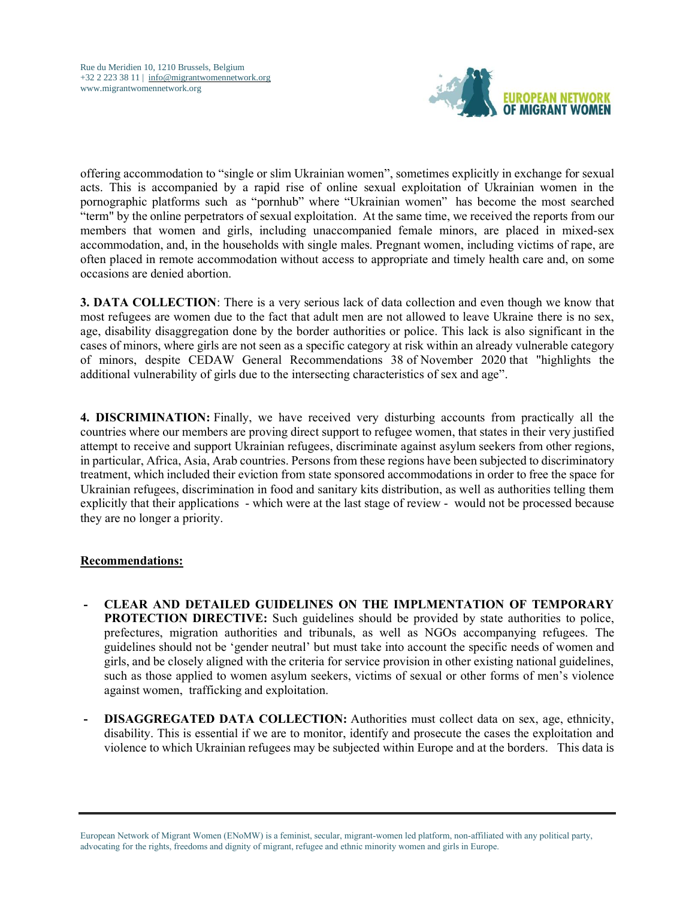offering accommodation to "single or slim Ukrainian women", sometimes explicitly in exchange for sexual acts. This is accompanied by a rapid rise of online sexual exploitation of Ukrainian women in the pornographic platforms such as "pornhub" where "Ukrainian women" has become the most searched "term" by the online perpetrators of sexual exploitation. At the same time, we received the reports from our members that women and girls, including unaccompanied female minors, are placed in mixed-sex accommodation, and, in the households with single males. Pregnant women, including victims of rape, are often placed in remote accommodation without access to appropriate and timely health care and, on some occasions are denied abortion.

**3. DATA COLLECTION**: There is a very serious lack of data collection and even though we know that most refugees are women due to the fact that adult men are not allowed to leave Ukraine there is no sex, age, disability disaggregation done by the border authorities or police. This lack is also significant in the cases of minors, where girls are not seen as a specific category at risk within an already vulnerable category of minors, despite CEDAW General Recommendations 38 of November 2020 that "highlights the additional vulnerability of girls due to the intersecting characteristics of sex and age".

**4. DISCRIMINATION:** Finally, we have received very disturbing accounts from practically all the countries where our members are proving direct support to refugee women, that states in their very justified attempt to receive and support Ukrainian refugees, discriminate against asylum seekers from other regions, in particular, Africa, Asia, Arab countries. Persons from these regions have been subjected to discriminatory treatment, which included their eviction from state sponsored accommodations in order to free the space for Ukrainian refugees, discrimination in food and sanitary kits distribution, as well as authorities telling them explicitly that their applications - which were at the last stage of review - would not be processed because they are no longer a priority.

**Recommendations:**

- **CLEAR AND DETAILED GUIDELINES ON THE IMPLMENTATION OF TEMPORARY PROTECTION DIRECTIVE:** Such guidelines should be provided by state authorities to police, prefectures, migration authorities and tribunals, as well as NGOs accompanying refugees. The guidelines should not be 'gender neutral' but must take into account the specific needs of women and girls, and be closely aligned with the criteria for service provision in other existing national guidelines, such as those applied to women asylum seekers, victims of sexual or other forms of men's violence against women, trafficking and exploitation.

- **DISAGGREGATED DATA COLLECTION:** Authorities must collect data on sex, age, ethnicity, disability. This is essential if we are to monitor, identify and prosecute the cases the exploitation and violence to which Ukrainian refugees may be subjected within Europe and at the borders. This data is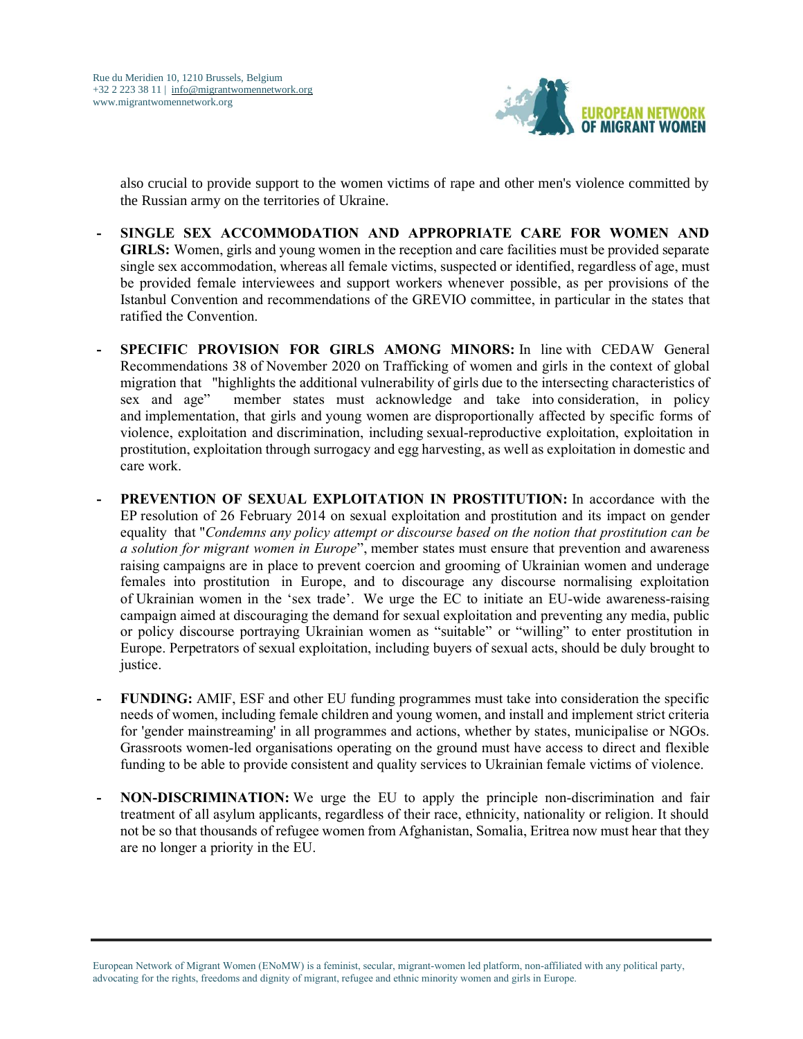also crucial to provide support to the women victims of rape and other men's violence committed by the Russian army on the territories of Ukraine.

- **SINGLE SEX ACCOMMODATION AND APPROPRIATE CARE FOR WOMEN AND GIRLS:** Women, girls and young women in the reception and care facilities must be provided separate single sex accommodation, whereas all female victims, suspected or identified, regardless of age, must be provided female interviewees and support workers whenever possible, as per provisions of the Istanbul Convention and recommendations of the GREVIO committee, in particular in the states that ratified the Convention.

- **SPECIFIC PROVISION FOR GIRLS AMONG MINORS:** In line with CEDAW General Recommendations 38 of November 2020 on Trafficking of women and girls in the context of global migration that "highlights the additional vulnerability of girls due to the intersecting characteristics of sex and age" member states must acknowledge and take into consideration, in policy and implementation, that girls and young women are disproportionally affected by specific forms of violence, exploitation and discrimination, including sexual-reproductive exploitation, exploitation in prostitution, exploitation through surrogacy and egg harvesting, as well as exploitation in domestic and care work.

- **PREVENTION OF SEXUAL EXPLOITATION IN PROSTITUTION:** In accordance with the EP resolution of 26 February 2014 on sexual exploitation and prostitution and its impact on gender equality that "*Condemns any policy attempt or discourse based on the notion that prostitution can be a solution for migrant women in Europe*", member states must ensure that prevention and awareness raising campaigns are in place to prevent coercion and grooming of Ukrainian women and underage females into prostitution in Europe, and to discourage any discourse normalising exploitation of Ukrainian women in the 'sex trade'. We urge the EC to initiate an EU-wide awareness-raising campaign aimed at discouraging the demand for sexual exploitation and preventing any media, public or policy discourse portraying Ukrainian women as "suitable" or "willing" to enter prostitution in Europe. Perpetrators of sexual exploitation, including buyers of sexual acts, should be duly brought to justice.

- **FUNDING:** AMIF, ESF and other EU funding programmes must take into consideration the specific needs of women, including female children and young women, and install and implement strict criteria for 'gender mainstreaming' in all programmes and actions, whether by states, municipalise or NGOs. Grassroots women-led organisations operating on the ground must have access to direct and flexible funding to be able to provide consistent and quality services to Ukrainian female victims of violence.

- **NON-DISCRIMINATION:** We urge the EU to apply the principle non-discrimination and fair treatment of all asylum applicants, regardless of their race, ethnicity, nationality or religion. It should not be so that thousands of refugee women from Afghanistan, Somalia, Eritrea now must hear that they are no longer a priority in the EU.